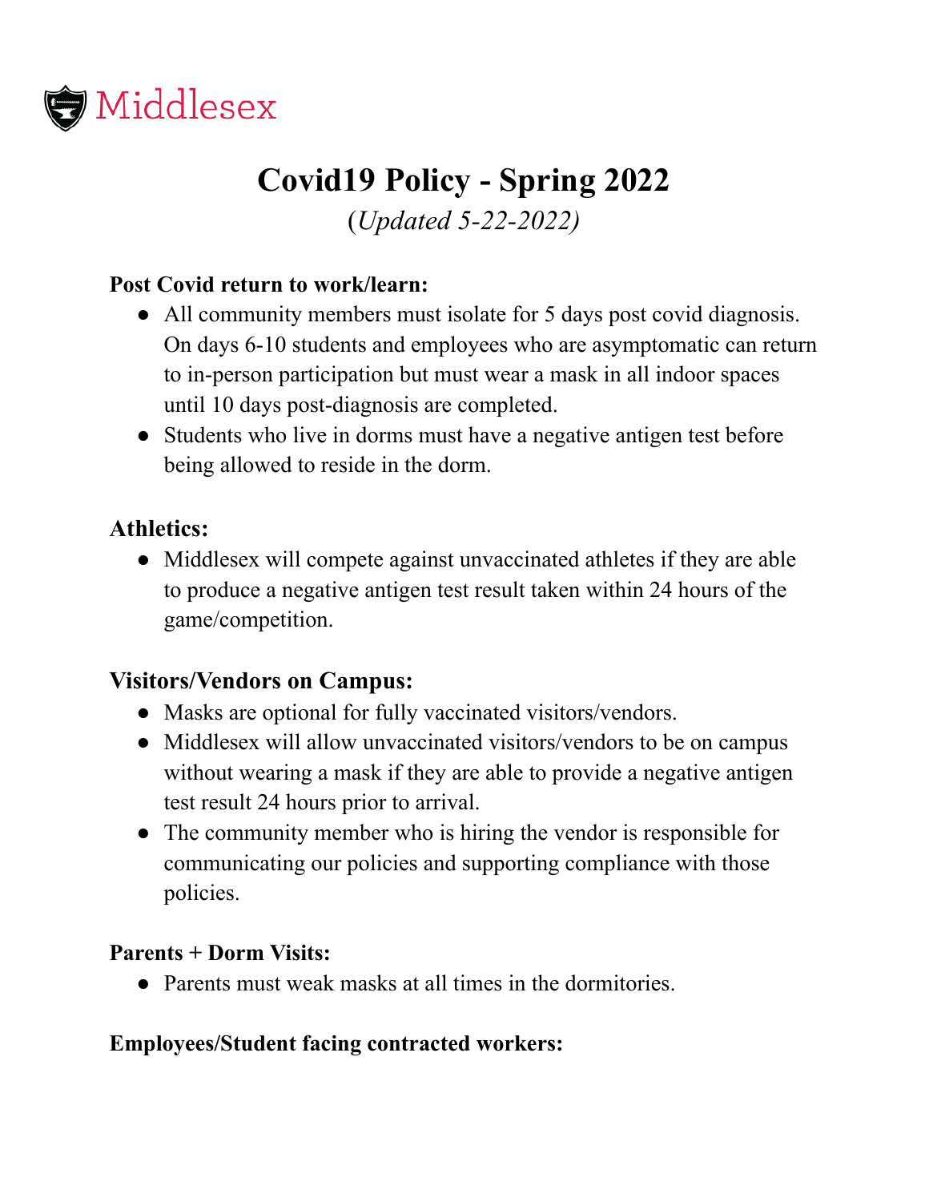Middlesex

# Covid19 Policy - Spring 2022

*(Updated 5-22-2022)*

**Post Covid return to work/learn:**

- All community members must isolate for 5 days post covid diagnosis. On days 6-10 students and employees who are asymptomatic can return to in-person participation but must wear a mask in all indoor spaces until 10 days post-diagnosis are completed.
- Students who live in dorms must have a negative antigen test before being allowed to reside in the dorm.

## Athletics:

- Middlesex will compete against unvaccinated athletes if they are able to produce a negative antigen test result taken within 24 hours of the game/competition.

## Visitors/Vendors on Campus:

- Masks are optional for fully vaccinated visitors/vendors.
- Middlesex will allow unvaccinated visitors/vendors to be on campus without wearing a mask if they are able to provide a negative antigen test result 24 hours prior to arrival.
- The community member who is hiring the vendor is responsible for communicating our policies and supporting compliance with those policies.

**Parents + Dorm Visits:**

- Parents must weak masks at all times in the dormitories.

**Employees/Student facing contracted workers:**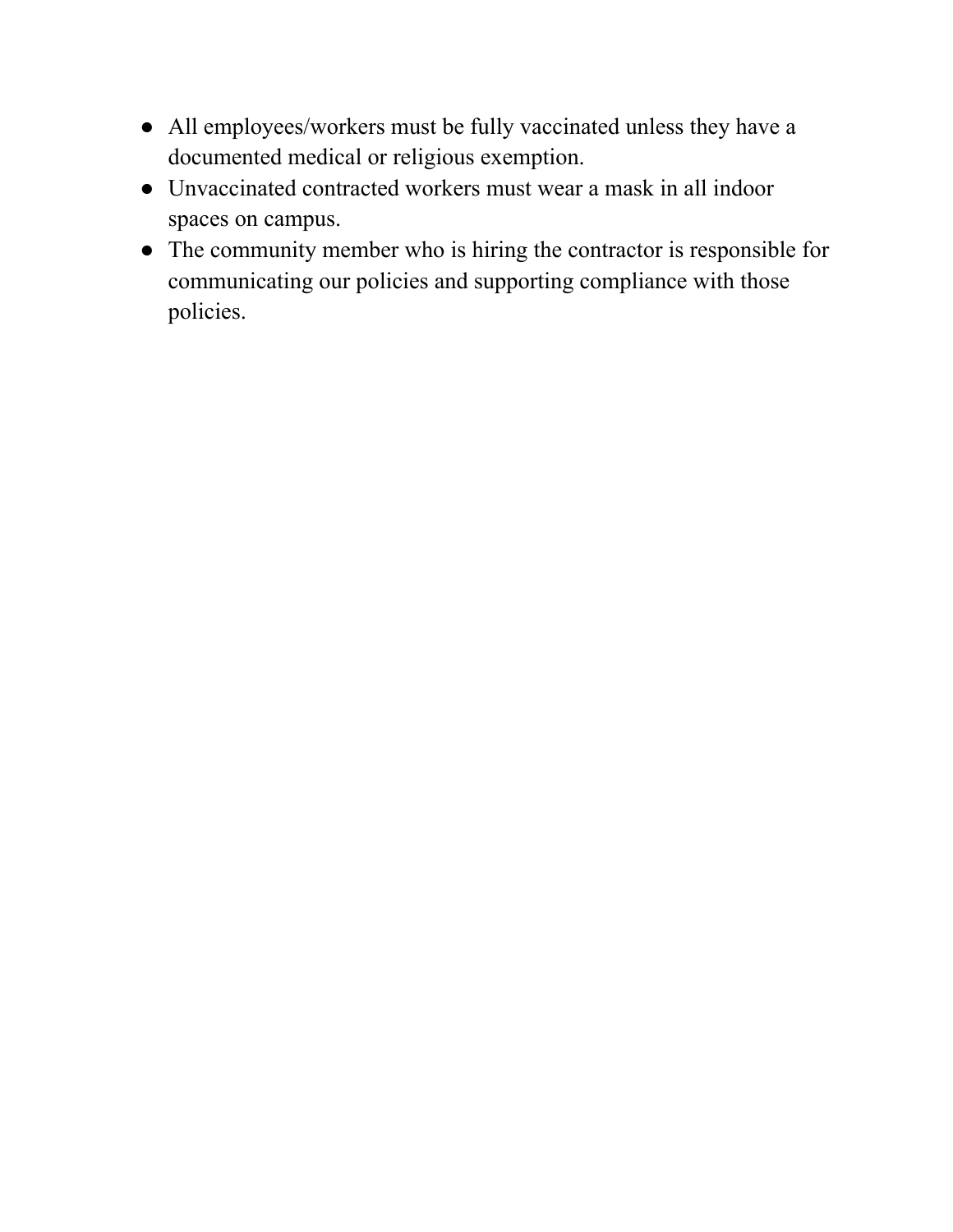- All employees/workers must be fully vaccinated unless they have a documented medical or religious exemption.
- Unvaccinated contracted workers must wear a mask in all indoor spaces on campus.
- The community member who is hiring the contractor is responsible for communicating our policies and supporting compliance with those policies.